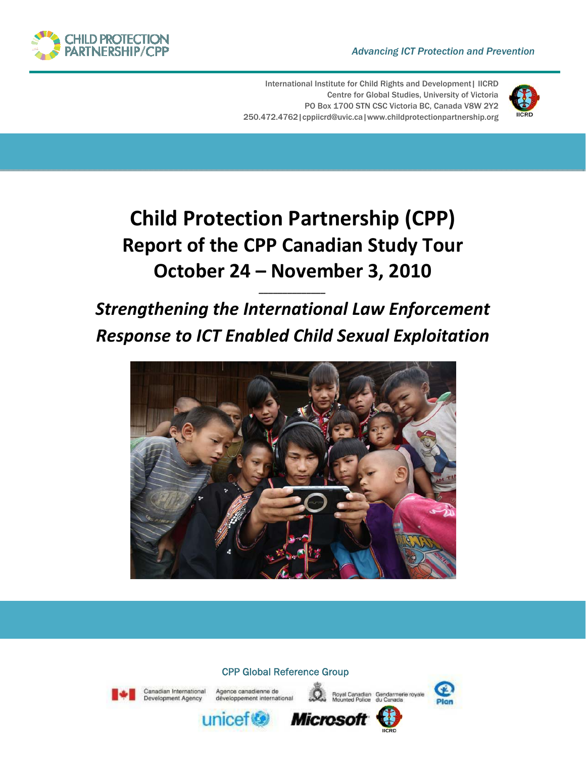CHILD PROTECTION PARTNERSHIP/CPP

*Advancing ICT Protection and Prevention*

International Institute for Child Rights and Development| IICRD
Centre for Global Studies, University of Victoria
PO Box 1700 STN CSC Victoria BC, Canada V8W 2Y2
250.472.4762|cppiicrd@uvic.ca|www.childprotectionpartnership.org

# Child Protection Partnership (CPP)
# Report of the CPP Canadian Study Tour
# October 24 – November 3, 2010

## *Strengthening the International Law Enforcement Response to ICT Enabled Child Sexual Exploitation*

CPP Global Reference Group

Canadian International Development Agency | Agence canadienne de développement international

Royal Canadian Mounted Police | Gendarmerie royale du Canada

Plan

unicef

Microsoft

IICRD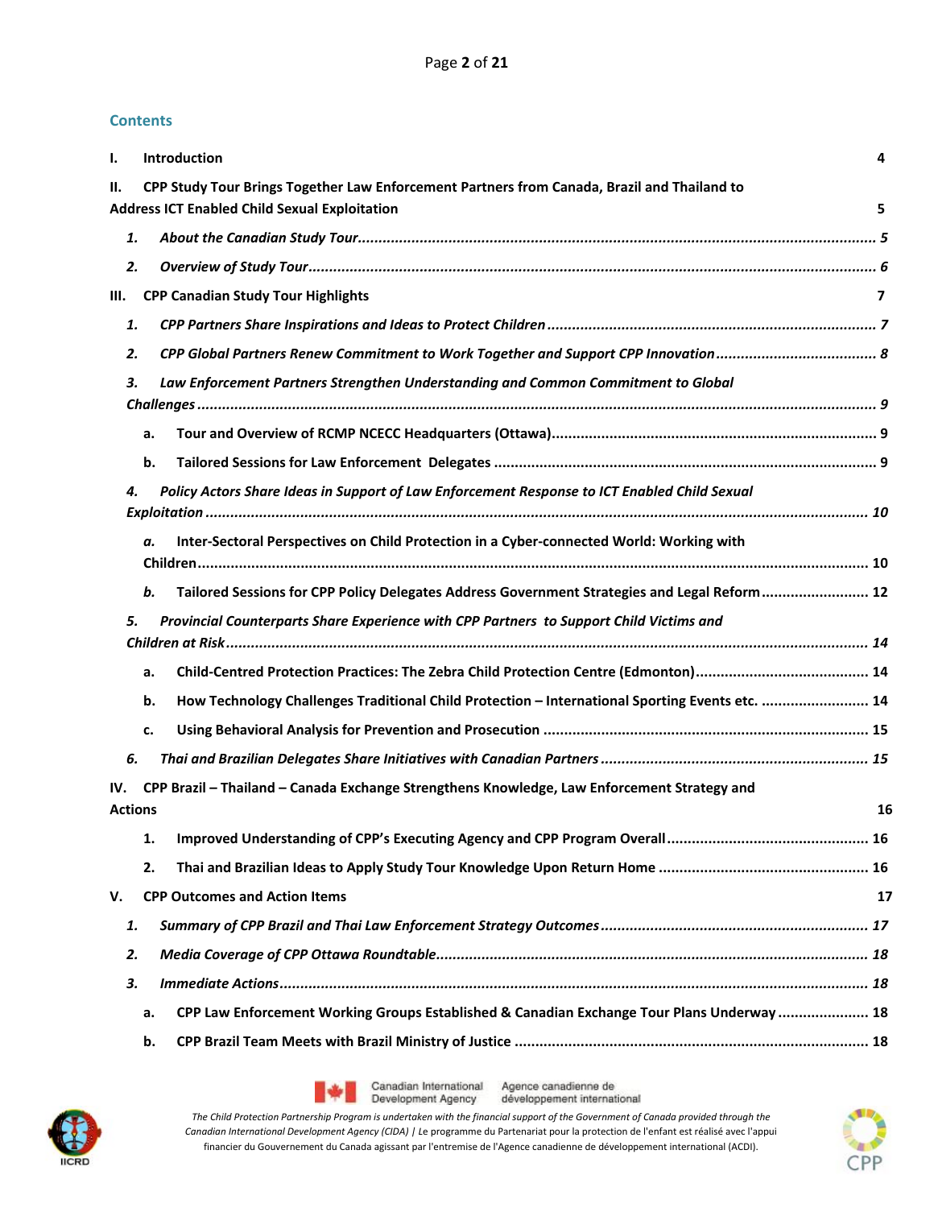## Contents

**I. Introduction** 4

**II. CPP Study Tour Brings Together Law Enforcement Partners from Canada, Brazil and Thailand to Address ICT Enabled Child Sexual Exploitation** 5

- ***1. About the Canadian Study Tour*** ... *5*
- ***2. Overview of Study Tour*** ... *6*

**III. CPP Canadian Study Tour Highlights** 7

- ***1. CPP Partners Share Inspirations and Ideas to Protect Children*** ... *7*
- ***2. CPP Global Partners Renew Commitment to Work Together and Support CPP Innovation*** ... *8*
- ***3. Law Enforcement Partners Strengthen Understanding and Common Commitment to Global Challenges*** ... *9*
  - **a. Tour and Overview of RCMP NCECC Headquarters (Ottawa)** ... 9
  - **b. Tailored Sessions for Law Enforcement Delegates** ... 9
- ***4. Policy Actors Share Ideas in Support of Law Enforcement Response to ICT Enabled Child Sexual Exploitation*** ... *10*
  - ***a.*** **Inter-Sectoral Perspectives on Child Protection in a Cyber-connected World: Working with Children** ... 10
  - ***b.*** **Tailored Sessions for CPP Policy Delegates Address Government Strategies and Legal Reform** ... 12
- ***5. Provincial Counterparts Share Experience with CPP Partners to Support Child Victims and Children at Risk*** ... *14*
  - **a. Child-Centred Protection Practices: The Zebra Child Protection Centre (Edmonton)** ... 14
  - **b. How Technology Challenges Traditional Child Protection – International Sporting Events etc.** ... 14
  - **c. Using Behavioral Analysis for Prevention and Prosecution** ... 15
- ***6. Thai and Brazilian Delegates Share Initiatives with Canadian Partners*** ... *15*

**IV. CPP Brazil – Thailand – Canada Exchange Strengthens Knowledge, Law Enforcement Strategy and Actions** 16

- **1. Improved Understanding of CPP's Executing Agency and CPP Program Overall** ... 16
- **2. Thai and Brazilian Ideas to Apply Study Tour Knowledge Upon Return Home** ... 16

**V. CPP Outcomes and Action Items** 17

- ***1. Summary of CPP Brazil and Thai Law Enforcement Strategy Outcomes*** ... *17*
- ***2. Media Coverage of CPP Ottawa Roundtable*** ... *18*
- ***3. Immediate Actions*** ... *18*
  - **a. CPP Law Enforcement Working Groups Established & Canadian Exchange Tour Plans Underway** ... 18
  - **b. CPP Brazil Team Meets with Brazil Ministry of Justice** ... 18

Canadian International Development Agency | Agence canadienne de développement international

*The Child Protection Partnership Program is undertaken with the financial support of the Government of Canada provided through the Canadian International Development Agency (CIDA) | Le programme du Partenariat pour la protection de l'enfant est réalisé avec l'appui financier du Gouvernement du Canada agissant par l'entremise de l'Agence canadienne de développement international (ACDI).*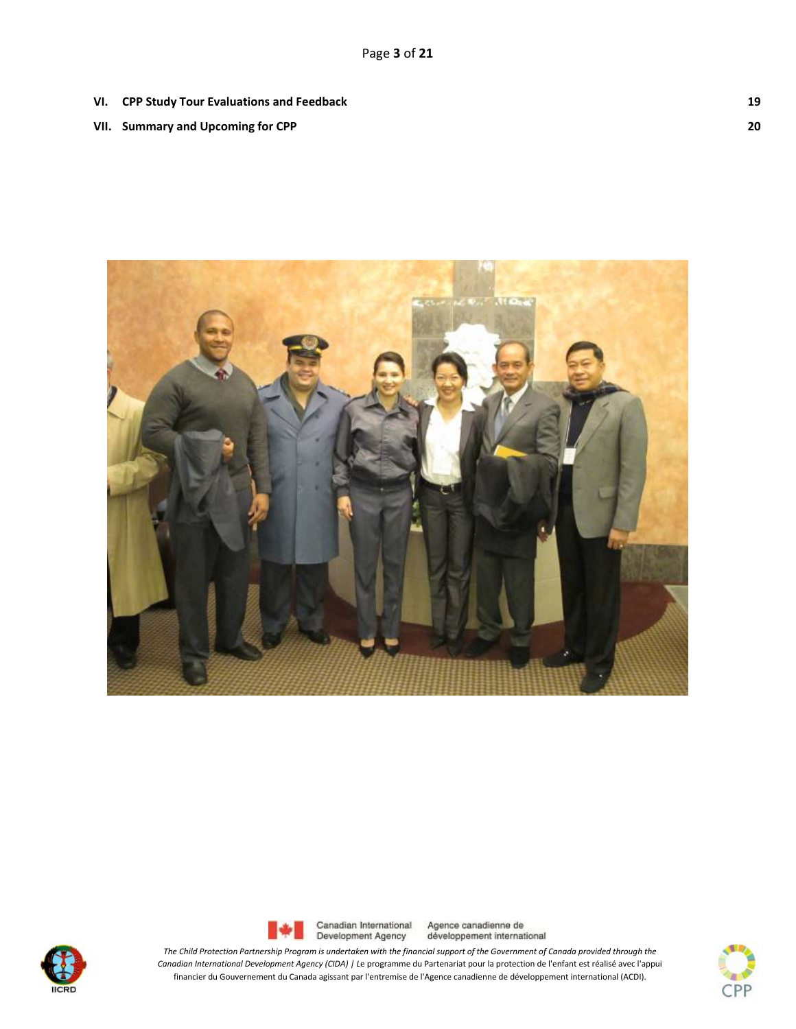| | | |
|---|---|---|
| **VI.** | **CPP Study Tour Evaluations and Feedback** | **19** |
| **VII.** | **Summary and Upcoming for CPP** | **20** |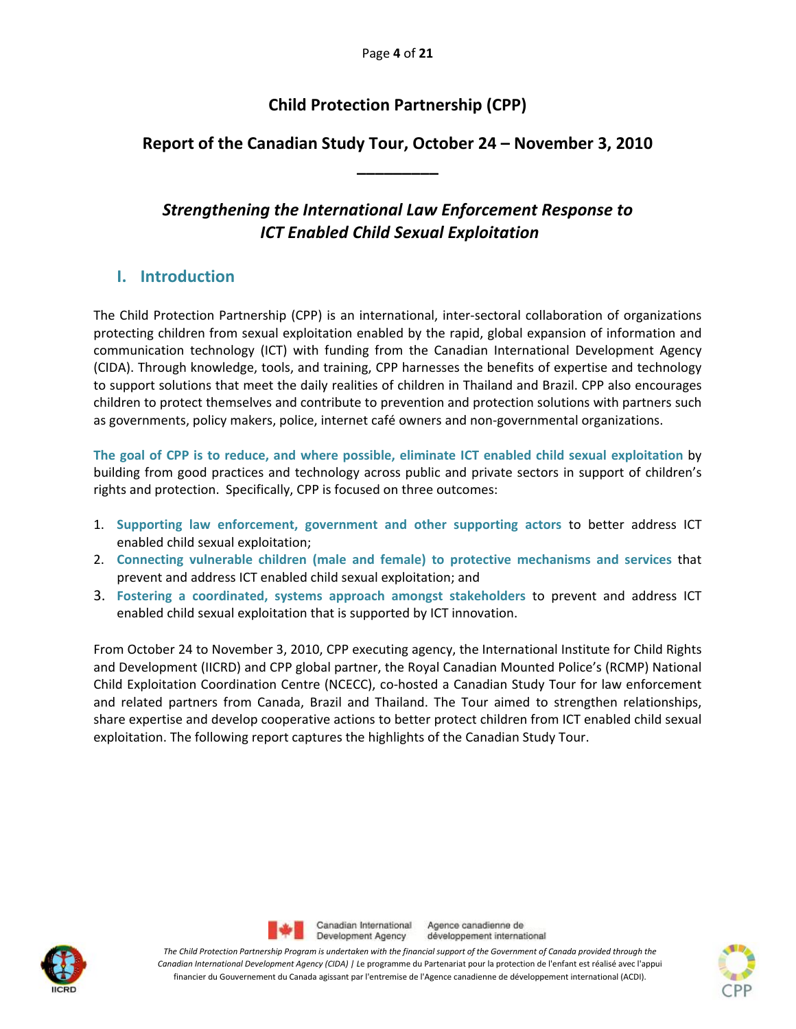# Child Protection Partnership (CPP)

## Report of the Canadian Study Tour, October 24 – November 3, 2010

---

### *Strengthening the International Law Enforcement Response to ICT Enabled Child Sexual Exploitation*

## I. Introduction

The Child Protection Partnership (CPP) is an international, inter-sectoral collaboration of organizations protecting children from sexual exploitation enabled by the rapid, global expansion of information and communication technology (ICT) with funding from the Canadian International Development Agency (CIDA). Through knowledge, tools, and training, CPP harnesses the benefits of expertise and technology to support solutions that meet the daily realities of children in Thailand and Brazil. CPP also encourages children to protect themselves and contribute to prevention and protection solutions with partners such as governments, policy makers, police, internet café owners and non-governmental organizations.

**The goal of CPP is to reduce, and where possible, eliminate ICT enabled child sexual exploitation** by building from good practices and technology across public and private sectors in support of children's rights and protection. Specifically, CPP is focused on three outcomes:

1. **Supporting law enforcement, government and other supporting actors** to better address ICT enabled child sexual exploitation;
2. **Connecting vulnerable children (male and female) to protective mechanisms and services** that prevent and address ICT enabled child sexual exploitation; and
3. **Fostering a coordinated, systems approach amongst stakeholders** to prevent and address ICT enabled child sexual exploitation that is supported by ICT innovation.

From October 24 to November 3, 2010, CPP executing agency, the International Institute for Child Rights and Development (IICRD) and CPP global partner, the Royal Canadian Mounted Police's (RCMP) National Child Exploitation Coordination Centre (NCECC), co-hosted a Canadian Study Tour for law enforcement and related partners from Canada, Brazil and Thailand. The Tour aimed to strengthen relationships, share expertise and develop cooperative actions to better protect children from ICT enabled child sexual exploitation. The following report captures the highlights of the Canadian Study Tour.

Canadian International Development Agency | Agence canadienne de développement international

*The Child Protection Partnership Program is undertaken with the financial support of the Government of Canada provided through the Canadian International Development Agency (CIDA)* | Le programme du Partenariat pour la protection de l'enfant est réalisé avec l'appui financier du Gouvernement du Canada agissant par l'entremise de l'Agence canadienne de développement international (ACDI).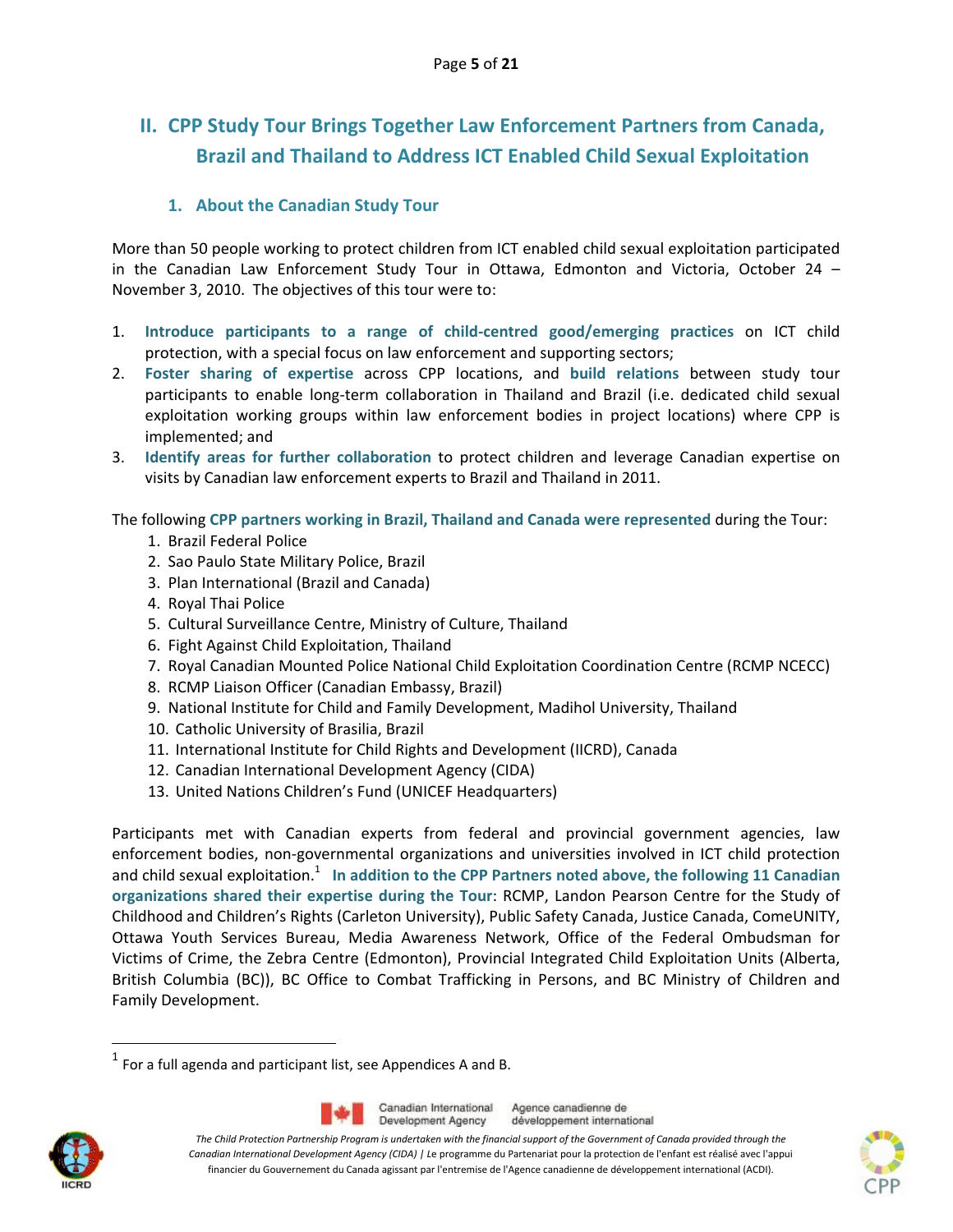## II. CPP Study Tour Brings Together Law Enforcement Partners from Canada, Brazil and Thailand to Address ICT Enabled Child Sexual Exploitation

### 1. About the Canadian Study Tour

More than 50 people working to protect children from ICT enabled child sexual exploitation participated in the Canadian Law Enforcement Study Tour in Ottawa, Edmonton and Victoria, October 24 – November 3, 2010. The objectives of this tour were to:

1. **Introduce participants to a range of child-centred good/emerging practices** on ICT child protection, with a special focus on law enforcement and supporting sectors;
2. **Foster sharing of expertise** across CPP locations, and **build relations** between study tour participants to enable long-term collaboration in Thailand and Brazil (i.e. dedicated child sexual exploitation working groups within law enforcement bodies in project locations) where CPP is implemented; and
3. **Identify areas for further collaboration** to protect children and leverage Canadian expertise on visits by Canadian law enforcement experts to Brazil and Thailand in 2011.

The following **CPP partners working in Brazil, Thailand and Canada were represented** during the Tour:

1. Brazil Federal Police
2. Sao Paulo State Military Police, Brazil
3. Plan International (Brazil and Canada)
4. Royal Thai Police
5. Cultural Surveillance Centre, Ministry of Culture, Thailand
6. Fight Against Child Exploitation, Thailand
7. Royal Canadian Mounted Police National Child Exploitation Coordination Centre (RCMP NCECC)
8. RCMP Liaison Officer (Canadian Embassy, Brazil)
9. National Institute for Child and Family Development, Madihol University, Thailand
10. Catholic University of Brasilia, Brazil
11. International Institute for Child Rights and Development (IICRD), Canada
12. Canadian International Development Agency (CIDA)
13. United Nations Children's Fund (UNICEF Headquarters)

Participants met with Canadian experts from federal and provincial government agencies, law enforcement bodies, non-governmental organizations and universities involved in ICT child protection and child sexual exploitation.[1] **In addition to the CPP Partners noted above, the following 11 Canadian organizations shared their expertise during the Tour**: RCMP, Landon Pearson Centre for the Study of Childhood and Children's Rights (Carleton University), Public Safety Canada, Justice Canada, ComeUNITY, Ottawa Youth Services Bureau, Media Awareness Network, Office of the Federal Ombudsman for Victims of Crime, the Zebra Centre (Edmonton), Provincial Integrated Child Exploitation Units (Alberta, British Columbia (BC)), BC Office to Combat Trafficking in Persons, and BC Ministry of Children and Family Development.

[1] For a full agenda and participant list, see Appendices A and B.

Canadian International Development Agency | Agence canadienne de développement international

*The Child Protection Partnership Program is undertaken with the financial support of the Government of Canada provided through the Canadian International Development Agency (CIDA) | Le programme du Partenariat pour la protection de l'enfant est réalisé avec l'appui financier du Gouvernement du Canada agissant par l'entremise de l'Agence canadienne de développement international (ACDI).*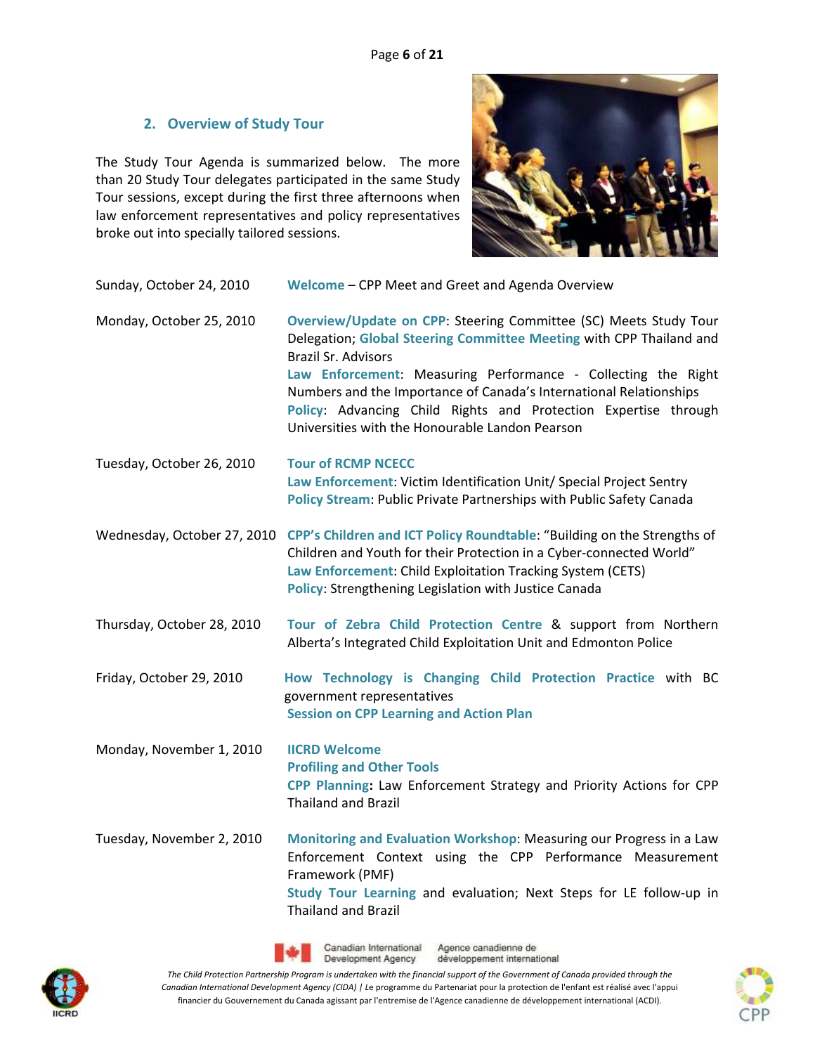## 2. Overview of Study Tour

The Study Tour Agenda is summarized below. The more than 20 Study Tour delegates participated in the same Study Tour sessions, except during the first three afternoons when law enforcement representatives and policy representatives broke out into specially tailored sessions.

| | |
|---|---|
| Sunday, October 24, 2010 | **Welcome** – CPP Meet and Greet and Agenda Overview |
| Monday, October 25, 2010 | **Overview/Update on CPP**: Steering Committee (SC) Meets Study Tour Delegation; **Global Steering Committee Meeting** with CPP Thailand and Brazil Sr. Advisors<br>**Law Enforcement**: Measuring Performance - Collecting the Right Numbers and the Importance of Canada's International Relationships<br>**Policy**: Advancing Child Rights and Protection Expertise through Universities with the Honourable Landon Pearson |
| Tuesday, October 26, 2010 | **Tour of RCMP NCECC**<br>**Law Enforcement**: Victim Identification Unit/ Special Project Sentry<br>**Policy Stream**: Public Private Partnerships with Public Safety Canada |
| Wednesday, October 27, 2010 | **CPP's Children and ICT Policy Roundtable**: "Building on the Strengths of Children and Youth for their Protection in a Cyber-connected World"<br>**Law Enforcement**: Child Exploitation Tracking System (CETS)<br>**Policy**: Strengthening Legislation with Justice Canada |
| Thursday, October 28, 2010 | **Tour of Zebra Child Protection Centre** & support from Northern Alberta's Integrated Child Exploitation Unit and Edmonton Police |
| Friday, October 29, 2010 | **How Technology is Changing Child Protection Practice** with BC government representatives<br>**Session on CPP Learning and Action Plan** |
| Monday, November 1, 2010 | **IICRD Welcome**<br>**Profiling and Other Tools**<br>**CPP Planning:** Law Enforcement Strategy and Priority Actions for CPP Thailand and Brazil |
| Tuesday, November 2, 2010 | **Monitoring and Evaluation Workshop**: Measuring our Progress in a Law Enforcement Context using the CPP Performance Measurement Framework (PMF)<br>**Study Tour Learning** and evaluation; Next Steps for LE follow-up in Thailand and Brazil |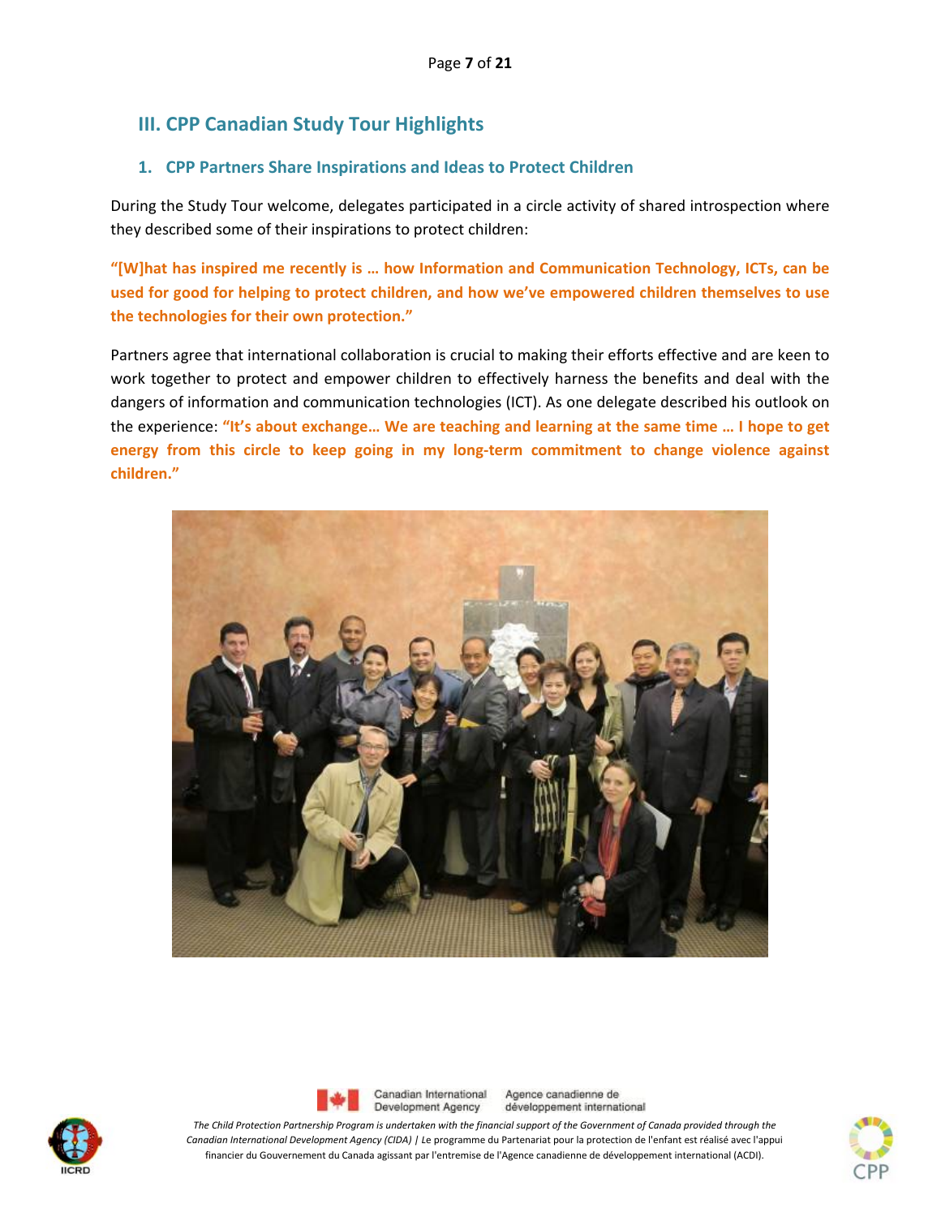## III. CPP Canadian Study Tour Highlights

### 1. CPP Partners Share Inspirations and Ideas to Protect Children

During the Study Tour welcome, delegates participated in a circle activity of shared introspection where they described some of their inspirations to protect children:

**"[W]hat has inspired me recently is … how Information and Communication Technology, ICTs, can be used for good for helping to protect children, and how we've empowered children themselves to use the technologies for their own protection."**

Partners agree that international collaboration is crucial to making their efforts effective and are keen to work together to protect and empower children to effectively harness the benefits and deal with the dangers of information and communication technologies (ICT). As one delegate described his outlook on the experience: **"It's about exchange… We are teaching and learning at the same time … I hope to get energy from this circle to keep going in my long-term commitment to change violence against children."**

Canadian International Development Agency | Agence canadienne de développement international

*The Child Protection Partnership Program is undertaken with the financial support of the Government of Canada provided through the Canadian International Development Agency (CIDA) |* Le programme du Partenariat pour la protection de l'enfant est réalisé avec l'appui financier du Gouvernement du Canada agissant par l'entremise de l'Agence canadienne de développement international (ACDI).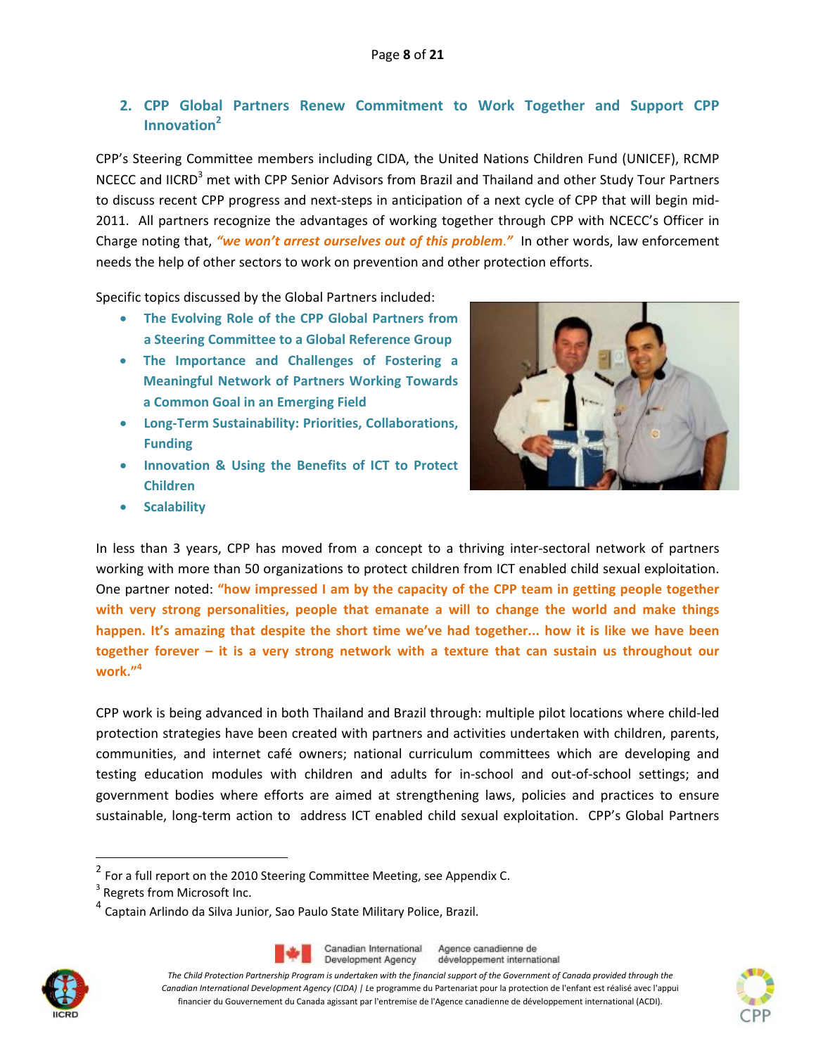## 2. CPP Global Partners Renew Commitment to Work Together and Support CPP Innovation[2]

CPP's Steering Committee members including CIDA, the United Nations Children Fund (UNICEF), RCMP NCECC and IICRD[3] met with CPP Senior Advisors from Brazil and Thailand and other Study Tour Partners to discuss recent CPP progress and next-steps in anticipation of a next cycle of CPP that will begin mid-2011. All partners recognize the advantages of working together through CPP with NCECC's Officer in Charge noting that, ***"we won't arrest ourselves out of this problem."*** In other words, law enforcement needs the help of other sectors to work on prevention and other protection efforts.

Specific topics discussed by the Global Partners included:

- **The Evolving Role of the CPP Global Partners from a Steering Committee to a Global Reference Group**
- **The Importance and Challenges of Fostering a Meaningful Network of Partners Working Towards a Common Goal in an Emerging Field**
- **Long-Term Sustainability: Priorities, Collaborations, Funding**
- **Innovation & Using the Benefits of ICT to Protect Children**
- **Scalability**

In less than 3 years, CPP has moved from a concept to a thriving inter-sectoral network of partners working with more than 50 organizations to protect children from ICT enabled child sexual exploitation. One partner noted: **"how impressed I am by the capacity of the CPP team in getting people together with very strong personalities, people that emanate a will to change the world and make things happen. It's amazing that despite the short time we've had together... how it is like we have been together forever – it is a very strong network with a texture that can sustain us throughout our work."**[4]

CPP work is being advanced in both Thailand and Brazil through: multiple pilot locations where child-led protection strategies have been created with partners and activities undertaken with children, parents, communities, and internet café owners; national curriculum committees which are developing and testing education modules with children and adults for in-school and out-of-school settings; and government bodies where efforts are aimed at strengthening laws, policies and practices to ensure sustainable, long-term action to address ICT enabled child sexual exploitation. CPP's Global Partners

---

[2] For a full report on the 2010 Steering Committee Meeting, see Appendix C.

[3] Regrets from Microsoft Inc.

[4] Captain Arlindo da Silva Junior, Sao Paulo State Military Police, Brazil.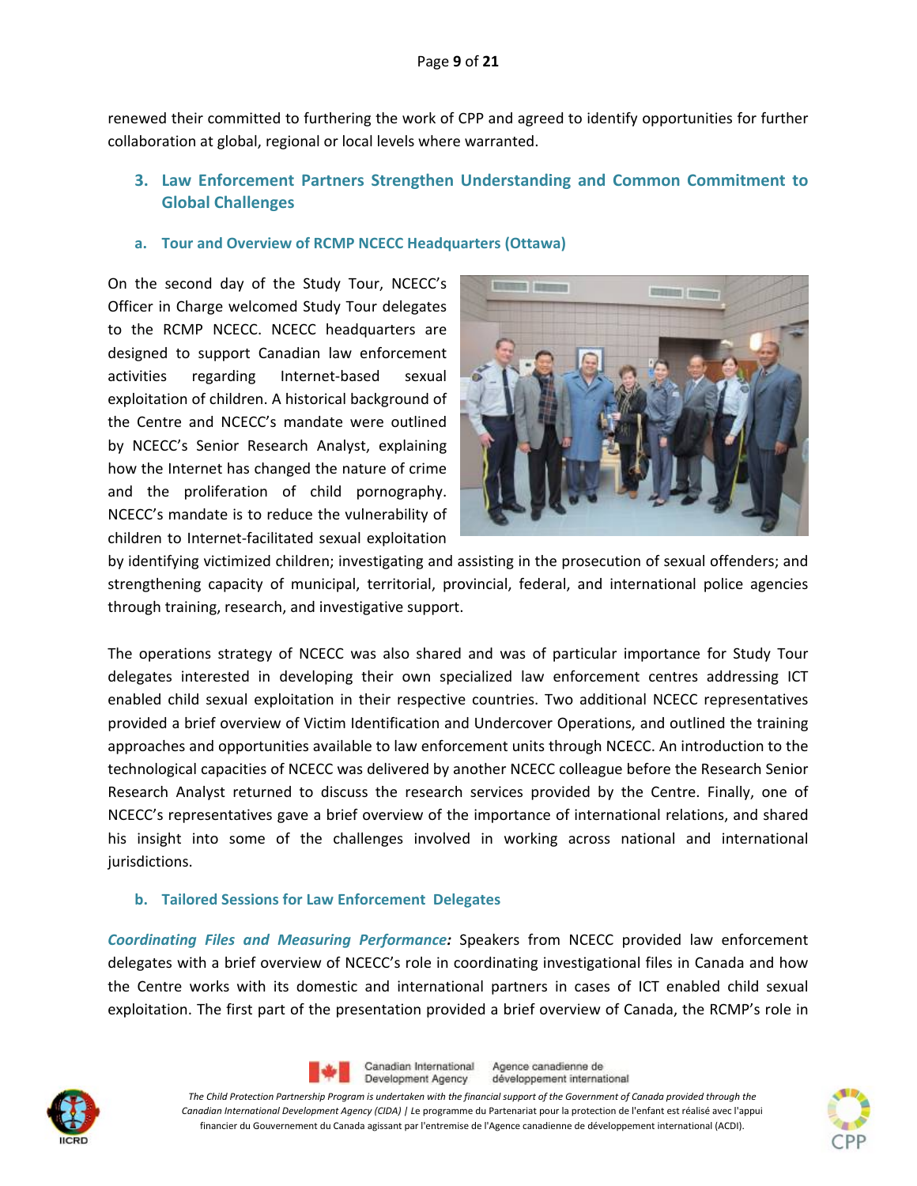renewed their committed to furthering the work of CPP and agreed to identify opportunities for further collaboration at global, regional or local levels where warranted.

## 3. Law Enforcement Partners Strengthen Understanding and Common Commitment to Global Challenges

### a. Tour and Overview of RCMP NCECC Headquarters (Ottawa)

On the second day of the Study Tour, NCECC's Officer in Charge welcomed Study Tour delegates to the RCMP NCECC. NCECC headquarters are designed to support Canadian law enforcement activities regarding Internet-based sexual exploitation of children. A historical background of the Centre and NCECC's mandate were outlined by NCECC's Senior Research Analyst, explaining how the Internet has changed the nature of crime and the proliferation of child pornography. NCECC's mandate is to reduce the vulnerability of children to Internet-facilitated sexual exploitation by identifying victimized children; investigating and assisting in the prosecution of sexual offenders; and strengthening capacity of municipal, territorial, provincial, federal, and international police agencies through training, research, and investigative support.

The operations strategy of NCECC was also shared and was of particular importance for Study Tour delegates interested in developing their own specialized law enforcement centres addressing ICT enabled child sexual exploitation in their respective countries. Two additional NCECC representatives provided a brief overview of Victim Identification and Undercover Operations, and outlined the training approaches and opportunities available to law enforcement units through NCECC. An introduction to the technological capacities of NCECC was delivered by another NCECC colleague before the Research Senior Research Analyst returned to discuss the research services provided by the Centre. Finally, one of NCECC's representatives gave a brief overview of the importance of international relations, and shared his insight into some of the challenges involved in working across national and international jurisdictions.

### b. Tailored Sessions for Law Enforcement Delegates

***Coordinating Files and Measuring Performance:*** Speakers from NCECC provided law enforcement delegates with a brief overview of NCECC's role in coordinating investigational files in Canada and how the Centre works with its domestic and international partners in cases of ICT enabled child sexual exploitation. The first part of the presentation provided a brief overview of Canada, the RCMP's role in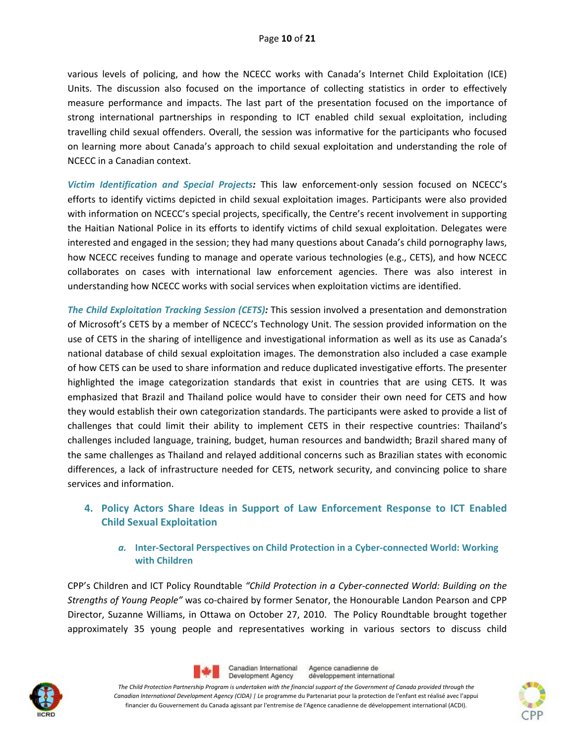various levels of policing, and how the NCECC works with Canada's Internet Child Exploitation (ICE) Units. The discussion also focused on the importance of collecting statistics in order to effectively measure performance and impacts. The last part of the presentation focused on the importance of strong international partnerships in responding to ICT enabled child sexual exploitation, including travelling child sexual offenders. Overall, the session was informative for the participants who focused on learning more about Canada's approach to child sexual exploitation and understanding the role of NCECC in a Canadian context.

***Victim Identification and Special Projects:*** This law enforcement-only session focused on NCECC's efforts to identify victims depicted in child sexual exploitation images. Participants were also provided with information on NCECC's special projects, specifically, the Centre's recent involvement in supporting the Haitian National Police in its efforts to identify victims of child sexual exploitation. Delegates were interested and engaged in the session; they had many questions about Canada's child pornography laws, how NCECC receives funding to manage and operate various technologies (e.g., CETS), and how NCECC collaborates on cases with international law enforcement agencies. There was also interest in understanding how NCECC works with social services when exploitation victims are identified.

***The Child Exploitation Tracking Session (CETS):*** This session involved a presentation and demonstration of Microsoft's CETS by a member of NCECC's Technology Unit. The session provided information on the use of CETS in the sharing of intelligence and investigational information as well as its use as Canada's national database of child sexual exploitation images. The demonstration also included a case example of how CETS can be used to share information and reduce duplicated investigative efforts. The presenter highlighted the image categorization standards that exist in countries that are using CETS. It was emphasized that Brazil and Thailand police would have to consider their own need for CETS and how they would establish their own categorization standards. The participants were asked to provide a list of challenges that could limit their ability to implement CETS in their respective countries: Thailand's challenges included language, training, budget, human resources and bandwidth; Brazil shared many of the same challenges as Thailand and relayed additional concerns such as Brazilian states with economic differences, a lack of infrastructure needed for CETS, network security, and convincing police to share services and information.

## 4. Policy Actors Share Ideas in Support of Law Enforcement Response to ICT Enabled Child Sexual Exploitation

### a. Inter-Sectoral Perspectives on Child Protection in a Cyber-connected World: Working with Children

CPP's Children and ICT Policy Roundtable *"Child Protection in a Cyber-connected World: Building on the Strengths of Young People"* was co-chaired by former Senator, the Honourable Landon Pearson and CPP Director, Suzanne Williams, in Ottawa on October 27, 2010. The Policy Roundtable brought together approximately 35 young people and representatives working in various sectors to discuss child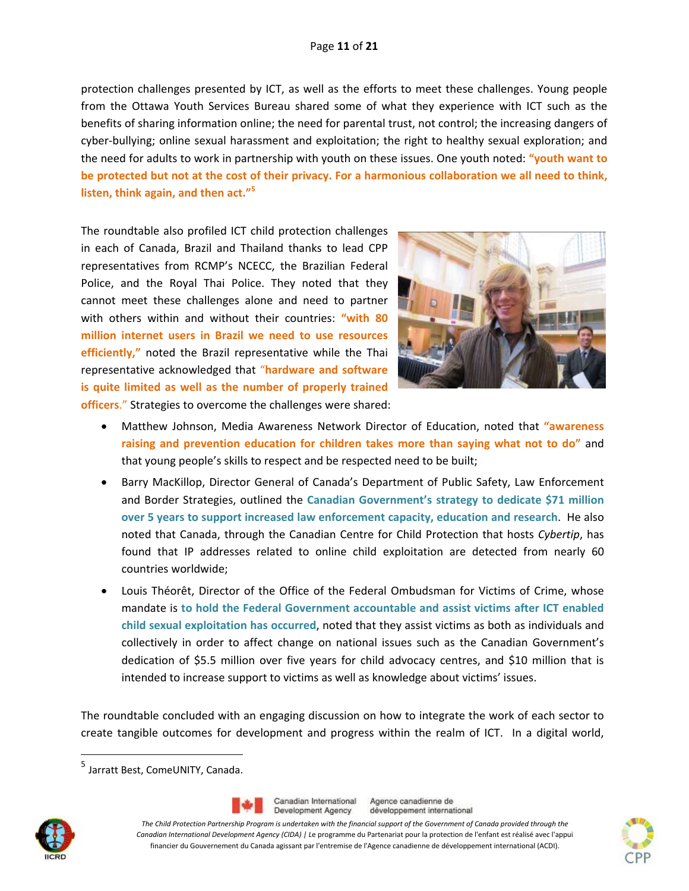protection challenges presented by ICT, as well as the efforts to meet these challenges. Young people from the Ottawa Youth Services Bureau shared some of what they experience with ICT such as the benefits of sharing information online; the need for parental trust, not control; the increasing dangers of cyber-bullying; online sexual harassment and exploitation; the right to healthy sexual exploration; and the need for adults to work in partnership with youth on these issues. One youth noted: **"youth want to be protected but not at the cost of their privacy. For a harmonious collaboration we all need to think, listen, think again, and then act."**[5]

The roundtable also profiled ICT child protection challenges in each of Canada, Brazil and Thailand thanks to lead CPP representatives from RCMP's NCECC, the Brazilian Federal Police, and the Royal Thai Police. They noted that they cannot meet these challenges alone and need to partner with others within and without their countries: **"with 80 million internet users in Brazil we need to use resources efficiently,"** noted the Brazil representative while the Thai representative acknowledged that **"hardware and software is quite limited as well as the number of properly trained officers."** Strategies to overcome the challenges were shared:

- Matthew Johnson, Media Awareness Network Director of Education, noted that **"awareness raising and prevention education for children takes more than saying what not to do"** and that young people's skills to respect and be respected need to be built;
- Barry MacKillop, Director General of Canada's Department of Public Safety, Law Enforcement and Border Strategies, outlined the **Canadian Government's strategy to dedicate $71 million over 5 years to support increased law enforcement capacity, education and research**. He also noted that Canada, through the Canadian Centre for Child Protection that hosts *Cybertip*, has found that IP addresses related to online child exploitation are detected from nearly 60 countries worldwide;
- Louis Théorêt, Director of the Office of the Federal Ombudsman for Victims of Crime, whose mandate is **to hold the Federal Government accountable and assist victims after ICT enabled child sexual exploitation has occurred**, noted that they assist victims as both as individuals and collectively in order to affect change on national issues such as the Canadian Government's dedication of $5.5 million over five years for child advocacy centres, and $10 million that is intended to increase support to victims as well as knowledge about victims' issues.

The roundtable concluded with an engaging discussion on how to integrate the work of each sector to create tangible outcomes for development and progress within the realm of ICT. In a digital world,

---

[5] Jarratt Best, ComeUNITY, Canada.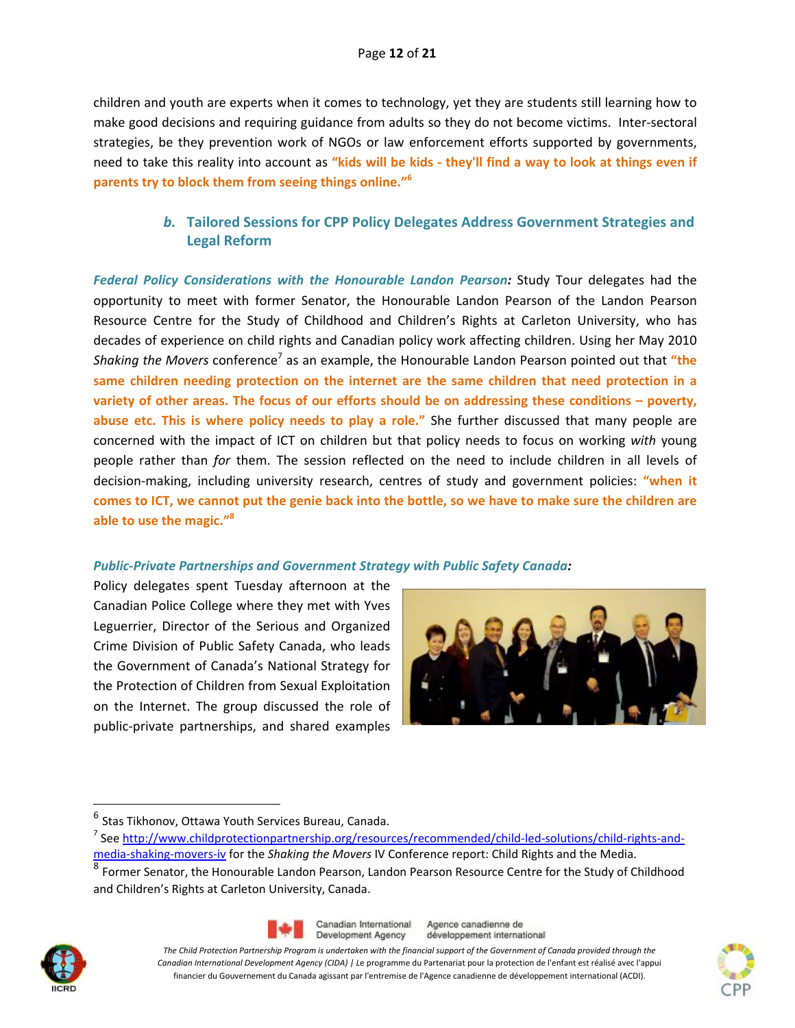children and youth are experts when it comes to technology, yet they are students still learning how to make good decisions and requiring guidance from adults so they do not become victims. Inter-sectoral strategies, be they prevention work of NGOs or law enforcement efforts supported by governments, need to take this reality into account as **"kids will be kids - they'll find a way to look at things even if parents try to block them from seeing things online."**[6]

### b. Tailored Sessions for CPP Policy Delegates Address Government Strategies and Legal Reform

***Federal Policy Considerations with the Honourable Landon Pearson:*** Study Tour delegates had the opportunity to meet with former Senator, the Honourable Landon Pearson of the Landon Pearson Resource Centre for the Study of Childhood and Children's Rights at Carleton University, who has decades of experience on child rights and Canadian policy work affecting children. Using her May 2010 *Shaking the Movers* conference[7] as an example, the Honourable Landon Pearson pointed out that **"the same children needing protection on the internet are the same children that need protection in a variety of other areas. The focus of our efforts should be on addressing these conditions – poverty, abuse etc. This is where policy needs to play a role."** She further discussed that many people are concerned with the impact of ICT on children but that policy needs to focus on working *with* young people rather than *for* them. The session reflected on the need to include children in all levels of decision-making, including university research, centres of study and government policies: **"when it comes to ICT, we cannot put the genie back into the bottle, so we have to make sure the children are able to use the magic."**[8]

***Public-Private Partnerships and Government Strategy with Public Safety Canada:***
Policy delegates spent Tuesday afternoon at the Canadian Police College where they met with Yves Leguerrier, Director of the Serious and Organized Crime Division of Public Safety Canada, who leads the Government of Canada's National Strategy for the Protection of Children from Sexual Exploitation on the Internet. The group discussed the role of public-private partnerships, and shared examples

---

[6] Stas Tikhonov, Ottawa Youth Services Bureau, Canada.

[7] See http://www.childprotectionpartnership.org/resources/recommended/child-led-solutions/child-rights-and-media-shaking-movers-iv for the *Shaking the Movers* IV Conference report: Child Rights and the Media.

[8] Former Senator, the Honourable Landon Pearson, Landon Pearson Resource Centre for the Study of Childhood and Children's Rights at Carleton University, Canada.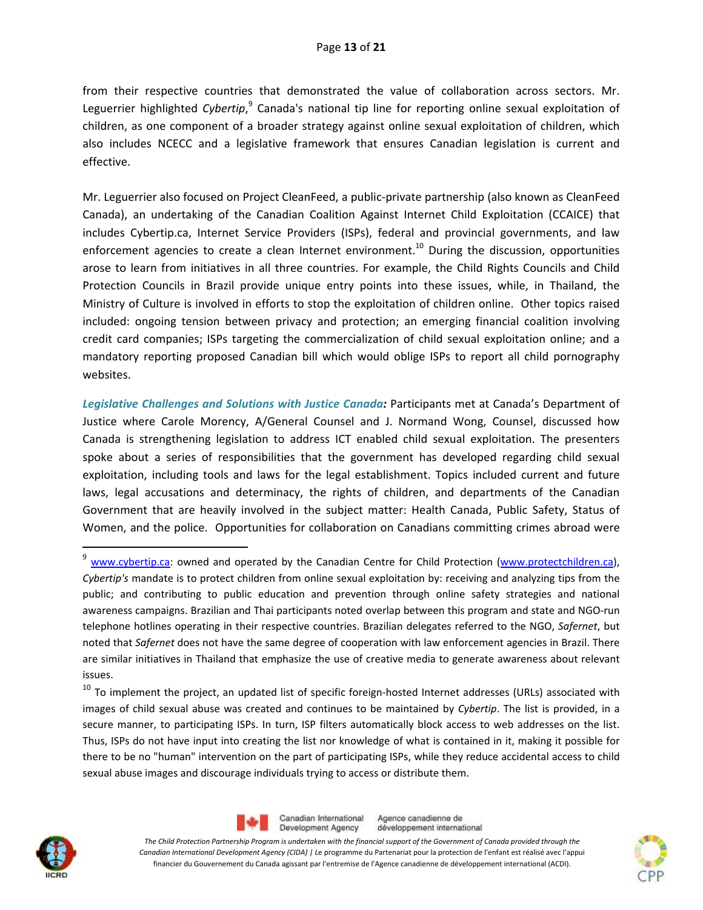from their respective countries that demonstrated the value of collaboration across sectors. Mr. Leguerrier highlighted *Cybertip*,[9] Canada's national tip line for reporting online sexual exploitation of children, as one component of a broader strategy against online sexual exploitation of children, which also includes NCECC and a legislative framework that ensures Canadian legislation is current and effective.

Mr. Leguerrier also focused on Project CleanFeed, a public-private partnership (also known as CleanFeed Canada), an undertaking of the Canadian Coalition Against Internet Child Exploitation (CCAICE) that includes Cybertip.ca, Internet Service Providers (ISPs), federal and provincial governments, and law enforcement agencies to create a clean Internet environment.[10] During the discussion, opportunities arose to learn from initiatives in all three countries. For example, the Child Rights Councils and Child Protection Councils in Brazil provide unique entry points into these issues, while, in Thailand, the Ministry of Culture is involved in efforts to stop the exploitation of children online. Other topics raised included: ongoing tension between privacy and protection; an emerging financial coalition involving credit card companies; ISPs targeting the commercialization of child sexual exploitation online; and a mandatory reporting proposed Canadian bill which would oblige ISPs to report all child pornography websites.

***Legislative Challenges and Solutions with Justice Canada:*** Participants met at Canada's Department of Justice where Carole Morency, A/General Counsel and J. Normand Wong, Counsel, discussed how Canada is strengthening legislation to address ICT enabled child sexual exploitation. The presenters spoke about a series of responsibilities that the government has developed regarding child sexual exploitation, including tools and laws for the legal establishment. Topics included current and future laws, legal accusations and determinacy, the rights of children, and departments of the Canadian Government that are heavily involved in the subject matter: Health Canada, Public Safety, Status of Women, and the police. Opportunities for collaboration on Canadians committing crimes abroad were

---

[9] www.cybertip.ca: owned and operated by the Canadian Centre for Child Protection (www.protectchildren.ca), *Cybertip's* mandate is to protect children from online sexual exploitation by: receiving and analyzing tips from the public; and contributing to public education and prevention through online safety strategies and national awareness campaigns. Brazilian and Thai participants noted overlap between this program and state and NGO-run telephone hotlines operating in their respective countries. Brazilian delegates referred to the NGO, *Safernet*, but noted that *Safernet* does not have the same degree of cooperation with law enforcement agencies in Brazil. There are similar initiatives in Thailand that emphasize the use of creative media to generate awareness about relevant issues.

[10] To implement the project, an updated list of specific foreign-hosted Internet addresses (URLs) associated with images of child sexual abuse was created and continues to be maintained by *Cybertip*. The list is provided, in a secure manner, to participating ISPs. In turn, ISP filters automatically block access to web addresses on the list. Thus, ISPs do not have input into creating the list nor knowledge of what is contained in it, making it possible for there to be no "human" intervention on the part of participating ISPs, while they reduce accidental access to child sexual abuse images and discourage individuals trying to access or distribute them.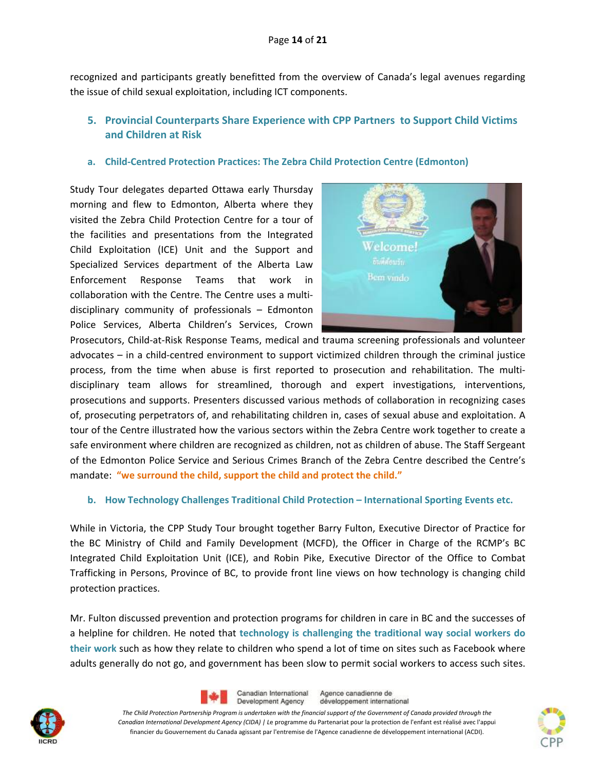recognized and participants greatly benefitted from the overview of Canada's legal avenues regarding the issue of child sexual exploitation, including ICT components.

## 5. Provincial Counterparts Share Experience with CPP Partners to Support Child Victims and Children at Risk

### a. Child-Centred Protection Practices: The Zebra Child Protection Centre (Edmonton)

Study Tour delegates departed Ottawa early Thursday morning and flew to Edmonton, Alberta where they visited the Zebra Child Protection Centre for a tour of the facilities and presentations from the Integrated Child Exploitation (ICE) Unit and the Support and Specialized Services department of the Alberta Law Enforcement Response Teams that work in collaboration with the Centre. The Centre uses a multi-disciplinary community of professionals – Edmonton Police Services, Alberta Children's Services, Crown Prosecutors, Child-at-Risk Response Teams, medical and trauma screening professionals and volunteer advocates – in a child-centred environment to support victimized children through the criminal justice process, from the time when abuse is first reported to prosecution and rehabilitation. The multi-disciplinary team allows for streamlined, thorough and expert investigations, interventions, prosecutions and supports. Presenters discussed various methods of collaboration in recognizing cases of, prosecuting perpetrators of, and rehabilitating children in, cases of sexual abuse and exploitation. A tour of the Centre illustrated how the various sectors within the Zebra Centre work together to create a safe environment where children are recognized as children, not as children of abuse. The Staff Sergeant of the Edmonton Police Service and Serious Crimes Branch of the Zebra Centre described the Centre's mandate: **"we surround the child, support the child and protect the child."**

### b. How Technology Challenges Traditional Child Protection – International Sporting Events etc.

While in Victoria, the CPP Study Tour brought together Barry Fulton, Executive Director of Practice for the BC Ministry of Child and Family Development (MCFD), the Officer in Charge of the RCMP's BC Integrated Child Exploitation Unit (ICE), and Robin Pike, Executive Director of the Office to Combat Trafficking in Persons, Province of BC, to provide front line views on how technology is changing child protection practices.

Mr. Fulton discussed prevention and protection programs for children in care in BC and the successes of a helpline for children. He noted that **technology is challenging the traditional way social workers do their work** such as how they relate to children who spend a lot of time on sites such as Facebook where adults generally do not go, and government has been slow to permit social workers to access such sites.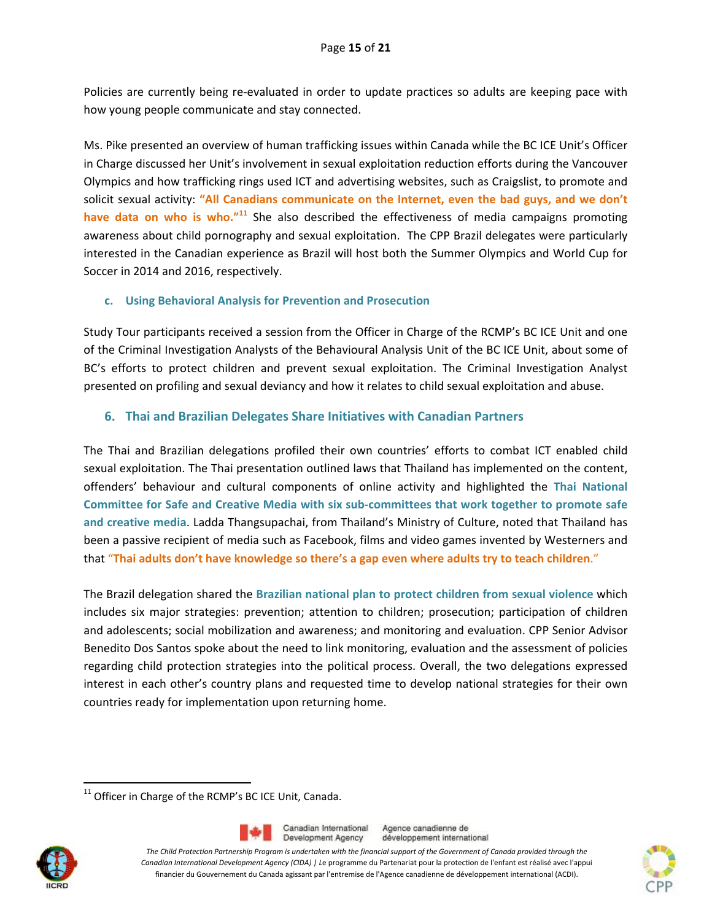Policies are currently being re-evaluated in order to update practices so adults are keeping pace with how young people communicate and stay connected.

Ms. Pike presented an overview of human trafficking issues within Canada while the BC ICE Unit's Officer in Charge discussed her Unit's involvement in sexual exploitation reduction efforts during the Vancouver Olympics and how trafficking rings used ICT and advertising websites, such as Craigslist, to promote and solicit sexual activity: **"All Canadians communicate on the Internet, even the bad guys, and we don't have data on who is who."**[11] She also described the effectiveness of media campaigns promoting awareness about child pornography and sexual exploitation. The CPP Brazil delegates were particularly interested in the Canadian experience as Brazil will host both the Summer Olympics and World Cup for Soccer in 2014 and 2016, respectively.

### c. Using Behavioral Analysis for Prevention and Prosecution

Study Tour participants received a session from the Officer in Charge of the RCMP's BC ICE Unit and one of the Criminal Investigation Analysts of the Behavioural Analysis Unit of the BC ICE Unit, about some of BC's efforts to protect children and prevent sexual exploitation. The Criminal Investigation Analyst presented on profiling and sexual deviancy and how it relates to child sexual exploitation and abuse.

## 6. Thai and Brazilian Delegates Share Initiatives with Canadian Partners

The Thai and Brazilian delegations profiled their own countries' efforts to combat ICT enabled child sexual exploitation. The Thai presentation outlined laws that Thailand has implemented on the content, offenders' behaviour and cultural components of online activity and highlighted the **Thai National Committee for Safe and Creative Media with six sub-committees that work together to promote safe and creative media**. Ladda Thangsupachai, from Thailand's Ministry of Culture, noted that Thailand has been a passive recipient of media such as Facebook, films and video games invented by Westerners and that "**Thai adults don't have knowledge so there's a gap even where adults try to teach children**."

The Brazil delegation shared the **Brazilian national plan to protect children from sexual violence** which includes six major strategies: prevention; attention to children; prosecution; participation of children and adolescents; social mobilization and awareness; and monitoring and evaluation. CPP Senior Advisor Benedito Dos Santos spoke about the need to link monitoring, evaluation and the assessment of policies regarding child protection strategies into the political process. Overall, the two delegations expressed interest in each other's country plans and requested time to develop national strategies for their own countries ready for implementation upon returning home.

---

[11] Officer in Charge of the RCMP's BC ICE Unit, Canada.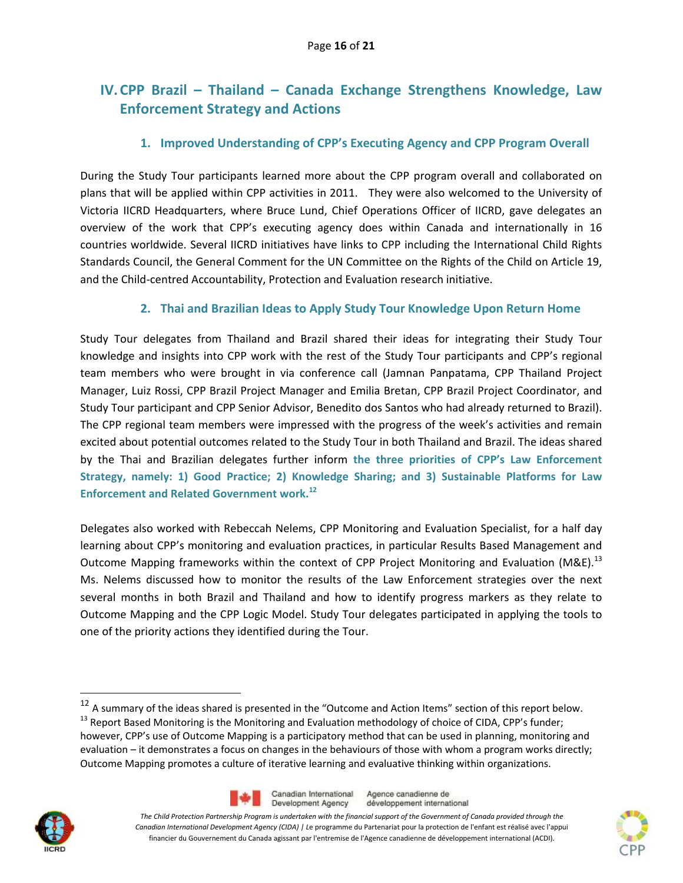## IV. CPP Brazil – Thailand – Canada Exchange Strengthens Knowledge, Law Enforcement Strategy and Actions

### 1. Improved Understanding of CPP's Executing Agency and CPP Program Overall

During the Study Tour participants learned more about the CPP program overall and collaborated on plans that will be applied within CPP activities in 2011. They were also welcomed to the University of Victoria IICRD Headquarters, where Bruce Lund, Chief Operations Officer of IICRD, gave delegates an overview of the work that CPP's executing agency does within Canada and internationally in 16 countries worldwide. Several IICRD initiatives have links to CPP including the International Child Rights Standards Council, the General Comment for the UN Committee on the Rights of the Child on Article 19, and the Child-centred Accountability, Protection and Evaluation research initiative.

### 2. Thai and Brazilian Ideas to Apply Study Tour Knowledge Upon Return Home

Study Tour delegates from Thailand and Brazil shared their ideas for integrating their Study Tour knowledge and insights into CPP work with the rest of the Study Tour participants and CPP's regional team members who were brought in via conference call (Jamnan Panpatama, CPP Thailand Project Manager, Luiz Rossi, CPP Brazil Project Manager and Emilia Bretan, CPP Brazil Project Coordinator, and Study Tour participant and CPP Senior Advisor, Benedito dos Santos who had already returned to Brazil). The CPP regional team members were impressed with the progress of the week's activities and remain excited about potential outcomes related to the Study Tour in both Thailand and Brazil. The ideas shared by the Thai and Brazilian delegates further inform **the three priorities of CPP's Law Enforcement Strategy, namely: 1) Good Practice; 2) Knowledge Sharing; and 3) Sustainable Platforms for Law Enforcement and Related Government work.**[12]

Delegates also worked with Rebeccah Nelems, CPP Monitoring and Evaluation Specialist, for a half day learning about CPP's monitoring and evaluation practices, in particular Results Based Management and Outcome Mapping frameworks within the context of CPP Project Monitoring and Evaluation (M&E).[13] Ms. Nelems discussed how to monitor the results of the Law Enforcement strategies over the next several months in both Brazil and Thailand and how to identify progress markers as they relate to Outcome Mapping and the CPP Logic Model. Study Tour delegates participated in applying the tools to one of the priority actions they identified during the Tour.

---

[12] A summary of the ideas shared is presented in the "Outcome and Action Items" section of this report below.

[13] Report Based Monitoring is the Monitoring and Evaluation methodology of choice of CIDA, CPP's funder; however, CPP's use of Outcome Mapping is a participatory method that can be used in planning, monitoring and evaluation – it demonstrates a focus on changes in the behaviours of those with whom a program works directly; Outcome Mapping promotes a culture of iterative learning and evaluative thinking within organizations.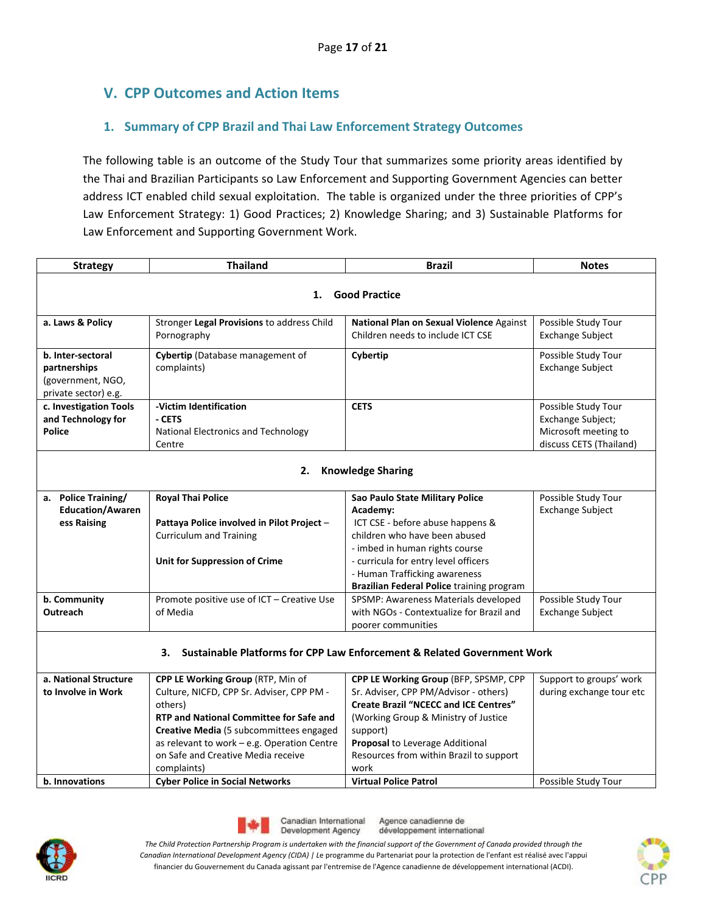## V. CPP Outcomes and Action Items

### 1. Summary of CPP Brazil and Thai Law Enforcement Strategy Outcomes

The following table is an outcome of the Study Tour that summarizes some priority areas identified by the Thai and Brazilian Participants so Law Enforcement and Supporting Government Agencies can better address ICT enabled child sexual exploitation. The table is organized under the three priorities of CPP's Law Enforcement Strategy: 1) Good Practices; 2) Knowledge Sharing; and 3) Sustainable Platforms for Law Enforcement and Supporting Government Work.

| Strategy | Thailand | Brazil | Notes |
|---|---|---|---|
| **1. Good Practice** | | | |
| **a. Laws & Policy** | Stronger **Legal Provisions** to address Child Pornography | **National Plan on Sexual Violence** Against Children needs to include ICT CSE | Possible Study Tour Exchange Subject |
| **b. Inter-sectoral partnerships** (government, NGO, private sector) e.g. | **Cybertip** (Database management of complaints) | **Cybertip** | Possible Study Tour Exchange Subject |
| **c. Investigation Tools and Technology for Police** | **-Victim Identification**<br>**- CETS**<br>National Electronics and Technology Centre | **CETS** | Possible Study Tour Exchange Subject; Microsoft meeting to discuss CETS (Thailand) |
| **2. Knowledge Sharing** | | | |
| **a. Police Training/ Education/Awareness Raising** | **Royal Thai Police**<br><br>**Pattaya Police involved in Pilot Project** – Curriculum and Training<br><br>**Unit for Suppression of Crime** | **Sao Paulo State Military Police Academy:**<br>ICT CSE - before abuse happens & children who have been abused<br>- imbed in human rights course<br>- curricula for entry level officers<br>- Human Trafficking awareness<br>**Brazilian Federal Police** training program | Possible Study Tour Exchange Subject |
| **b. Community Outreach** | Promote positive use of ICT – Creative Use of Media | SPSMP: Awareness Materials developed with NGOs - Contextualize for Brazil and poorer communities | Possible Study Tour Exchange Subject |
| **3. Sustainable Platforms for CPP Law Enforcement & Related Government Work** | | | |
| **a. National Structure to Involve in Work** | **CPP LE Working Group** (RTP, Min of Culture, NICFD, CPP Sr. Adviser, CPP PM - others)<br>**RTP and National Committee for Safe and Creative Media** (5 subcommittees engaged as relevant to work – e.g. Operation Centre on Safe and Creative Media receive complaints) | **CPP LE Working Group** (BFP, SPSMP, CPP Sr. Adviser, CPP PM/Advisor - others)<br>**Create Brazil "NCECC and ICE Centres"** (Working Group & Ministry of Justice support)<br>**Proposal** to Leverage Additional Resources from within Brazil to support work | Support to groups' work during exchange tour etc |
| **b. Innovations** | **Cyber Police in Social Networks** | **Virtual Police Patrol** | Possible Study Tour |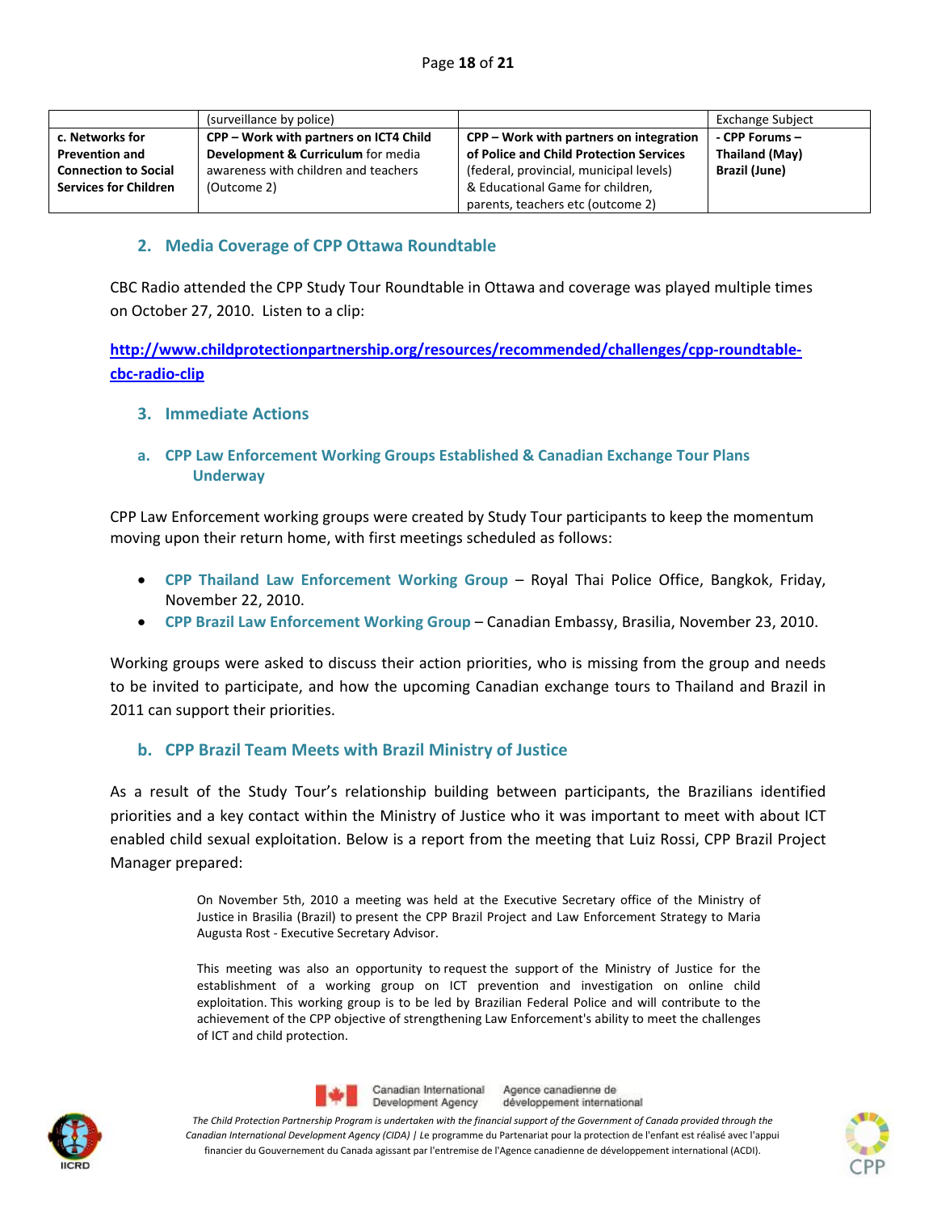| | (surveillance by police) | | Exchange Subject |
|---|---|---|---|
| **c. Networks for Prevention and Connection to Social Services for Children** | **CPP – Work with partners on ICT4 Child Development & Curriculum** for media awareness with children and teachers (Outcome 2) | **CPP – Work with partners on integration of Police and Child Protection Services** (federal, provincial, municipal levels) & Educational Game for children, parents, teachers etc (outcome 2) | **- CPP Forums – Thailand (May) Brazil (June)** |

## 2. Media Coverage of CPP Ottawa Roundtable

CBC Radio attended the CPP Study Tour Roundtable in Ottawa and coverage was played multiple times on October 27, 2010. Listen to a clip:

**http://www.childprotectionpartnership.org/resources/recommended/challenges/cpp-roundtable-cbc-radio-clip**

## 3. Immediate Actions

### a. CPP Law Enforcement Working Groups Established & Canadian Exchange Tour Plans Underway

CPP Law Enforcement working groups were created by Study Tour participants to keep the momentum moving upon their return home, with first meetings scheduled as follows:

- **CPP Thailand Law Enforcement Working Group** – Royal Thai Police Office, Bangkok, Friday, November 22, 2010.
- **CPP Brazil Law Enforcement Working Group** – Canadian Embassy, Brasilia, November 23, 2010.

Working groups were asked to discuss their action priorities, who is missing from the group and needs to be invited to participate, and how the upcoming Canadian exchange tours to Thailand and Brazil in 2011 can support their priorities.

### b. CPP Brazil Team Meets with Brazil Ministry of Justice

As a result of the Study Tour's relationship building between participants, the Brazilians identified priorities and a key contact within the Ministry of Justice who it was important to meet with about ICT enabled child sexual exploitation. Below is a report from the meeting that Luiz Rossi, CPP Brazil Project Manager prepared:

> On November 5th, 2010 a meeting was held at the Executive Secretary office of the Ministry of Justice in Brasilia (Brazil) to present the CPP Brazil Project and Law Enforcement Strategy to Maria Augusta Rost - Executive Secretary Advisor.
>
> This meeting was also an opportunity to request the support of the Ministry of Justice for the establishment of a working group on ICT prevention and investigation on online child exploitation. This working group is to be led by Brazilian Federal Police and will contribute to the achievement of the CPP objective of strengthening Law Enforcement's ability to meet the challenges of ICT and child protection.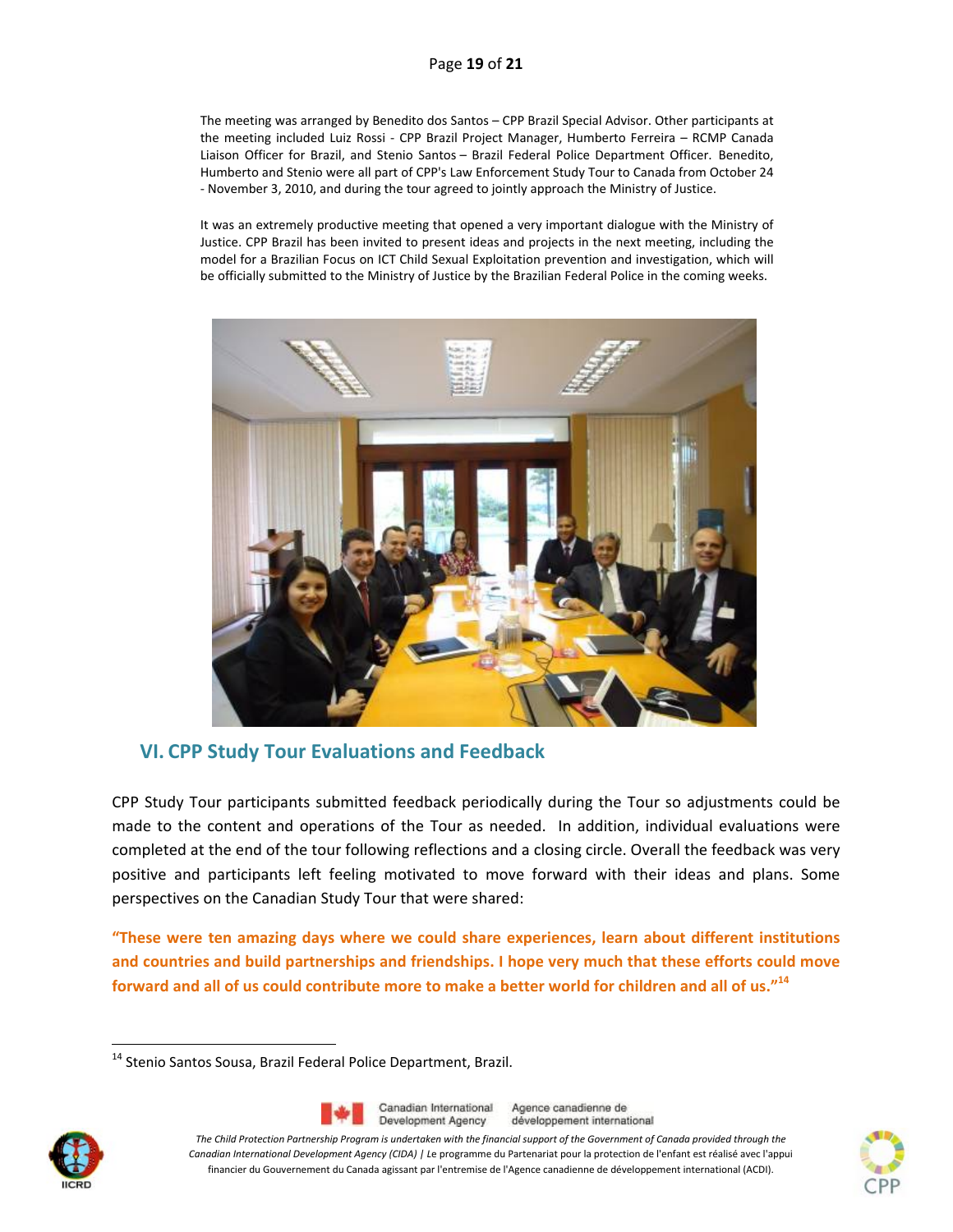The meeting was arranged by Benedito dos Santos – CPP Brazil Special Advisor. Other participants at the meeting included Luiz Rossi - CPP Brazil Project Manager, Humberto Ferreira – RCMP Canada Liaison Officer for Brazil, and Stenio Santos – Brazil Federal Police Department Officer. Benedito, Humberto and Stenio were all part of CPP's Law Enforcement Study Tour to Canada from October 24 - November 3, 2010, and during the tour agreed to jointly approach the Ministry of Justice.

It was an extremely productive meeting that opened a very important dialogue with the Ministry of Justice. CPP Brazil has been invited to present ideas and projects in the next meeting, including the model for a Brazilian Focus on ICT Child Sexual Exploitation prevention and investigation, which will be officially submitted to the Ministry of Justice by the Brazilian Federal Police in the coming weeks.

## VI. CPP Study Tour Evaluations and Feedback

CPP Study Tour participants submitted feedback periodically during the Tour so adjustments could be made to the content and operations of the Tour as needed. In addition, individual evaluations were completed at the end of the tour following reflections and a closing circle. Overall the feedback was very positive and participants left feeling motivated to move forward with their ideas and plans. Some perspectives on the Canadian Study Tour that were shared:

**"These were ten amazing days where we could share experiences, learn about different institutions and countries and build partnerships and friendships. I hope very much that these efforts could move forward and all of us could contribute more to make a better world for children and all of us."[14]**

[14] Stenio Santos Sousa, Brazil Federal Police Department, Brazil.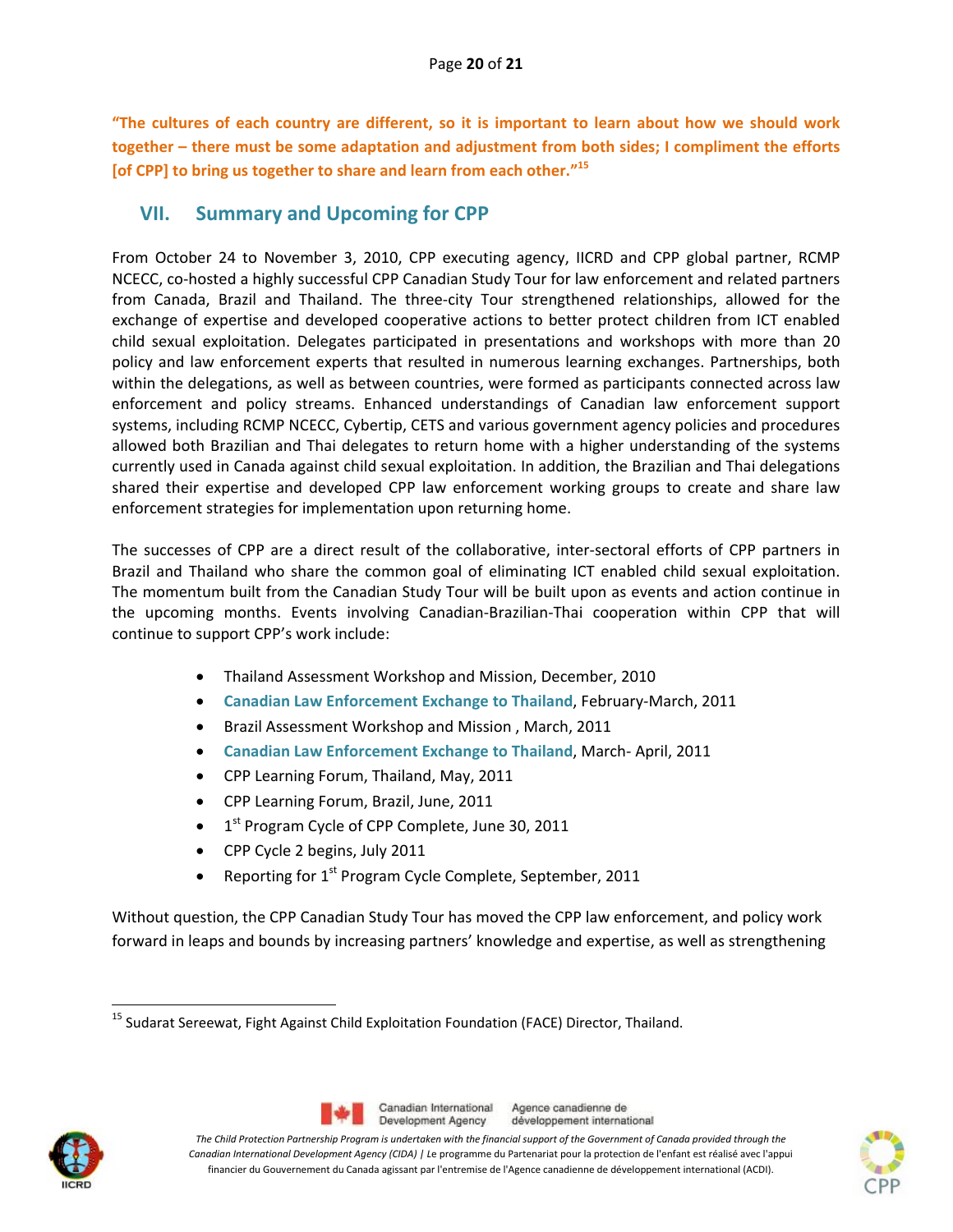**"The cultures of each country are different, so it is important to learn about how we should work together – there must be some adaptation and adjustment from both sides; I compliment the efforts [of CPP] to bring us together to share and learn from each other."**[15]

## VII. Summary and Upcoming for CPP

From October 24 to November 3, 2010, CPP executing agency, IICRD and CPP global partner, RCMP NCECC, co-hosted a highly successful CPP Canadian Study Tour for law enforcement and related partners from Canada, Brazil and Thailand. The three-city Tour strengthened relationships, allowed for the exchange of expertise and developed cooperative actions to better protect children from ICT enabled child sexual exploitation. Delegates participated in presentations and workshops with more than 20 policy and law enforcement experts that resulted in numerous learning exchanges. Partnerships, both within the delegations, as well as between countries, were formed as participants connected across law enforcement and policy streams. Enhanced understandings of Canadian law enforcement support systems, including RCMP NCECC, Cybertip, CETS and various government agency policies and procedures allowed both Brazilian and Thai delegates to return home with a higher understanding of the systems currently used in Canada against child sexual exploitation. In addition, the Brazilian and Thai delegations shared their expertise and developed CPP law enforcement working groups to create and share law enforcement strategies for implementation upon returning home.

The successes of CPP are a direct result of the collaborative, inter-sectoral efforts of CPP partners in Brazil and Thailand who share the common goal of eliminating ICT enabled child sexual exploitation. The momentum built from the Canadian Study Tour will be built upon as events and action continue in the upcoming months. Events involving Canadian-Brazilian-Thai cooperation within CPP that will continue to support CPP's work include:

- Thailand Assessment Workshop and Mission, December, 2010
- **Canadian Law Enforcement Exchange to Thailand**, February-March, 2011
- Brazil Assessment Workshop and Mission , March, 2011
- **Canadian Law Enforcement Exchange to Thailand**, March- April, 2011
- CPP Learning Forum, Thailand, May, 2011
- CPP Learning Forum, Brazil, June, 2011
- 1st Program Cycle of CPP Complete, June 30, 2011
- CPP Cycle 2 begins, July 2011
- Reporting for 1st Program Cycle Complete, September, 2011

Without question, the CPP Canadian Study Tour has moved the CPP law enforcement, and policy work forward in leaps and bounds by increasing partners' knowledge and expertise, as well as strengthening

---

[15] Sudarat Sereewat, Fight Against Child Exploitation Foundation (FACE) Director, Thailand.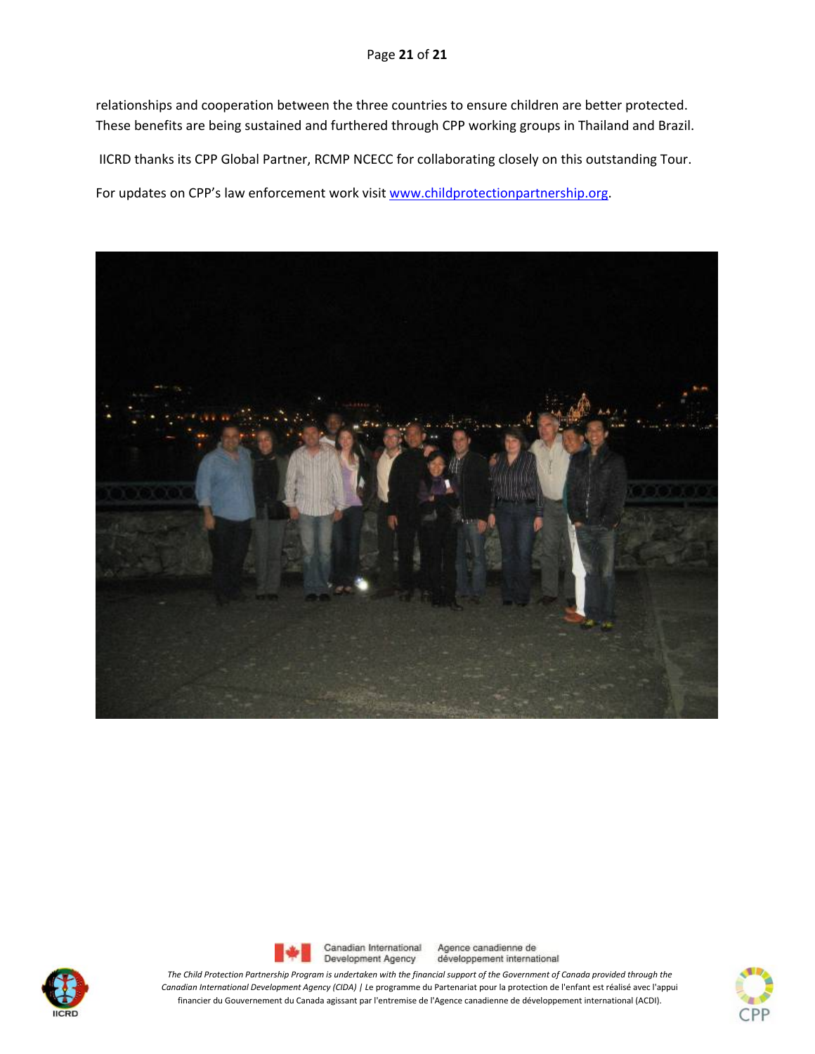relationships and cooperation between the three countries to ensure children are better protected. These benefits are being sustained and furthered through CPP working groups in Thailand and Brazil.

IICRD thanks its CPP Global Partner, RCMP NCECC for collaborating closely on this outstanding Tour.

For updates on CPP's law enforcement work visit www.childprotectionpartnership.org.

Canadian International Development Agency | Agence canadienne de développement international

*The Child Protection Partnership Program is undertaken with the financial support of the Government of Canada provided through the Canadian International Development Agency (CIDA) |* Le programme du Partenariat pour la protection de l'enfant est réalisé avec l'appui financier du Gouvernement du Canada agissant par l'entremise de l'Agence canadienne de développement international (ACDI).